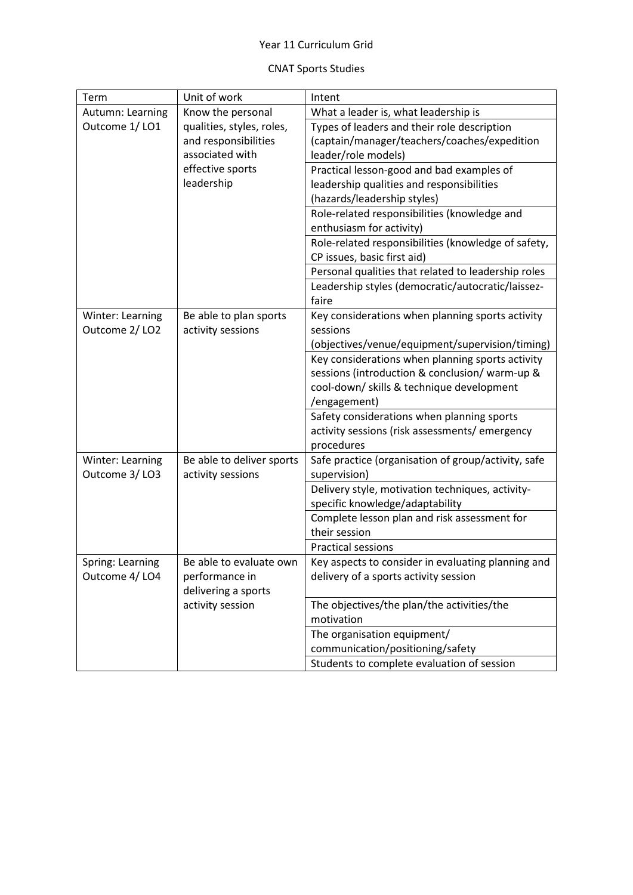Year 11 Curriculum Grid

CNAT Sports Studies

| Term | Unit of work | Intent |
|---|---|---|
| Autumn: Learning Outcome 1/ LO1 | Know the personal qualities, styles, roles, and responsibilities associated with effective sports leadership | What a leader is, what leadership is |
| | | Types of leaders and their role description (captain/manager/teachers/coaches/expedition leader/role models) |
| | | Practical lesson-good and bad examples of leadership qualities and responsibilities (hazards/leadership styles) |
| | | Role-related responsibilities (knowledge and enthusiasm for activity) |
| | | Role-related responsibilities (knowledge of safety, CP issues, basic first aid) |
| | | Personal qualities that related to leadership roles |
| | | Leadership styles (democratic/autocratic/laissez-faire |
| Winter: Learning Outcome 2/ LO2 | Be able to plan sports activity sessions | Key considerations when planning sports activity sessions (objectives/venue/equipment/supervision/timing) |
| | | Key considerations when planning sports activity sessions (introduction & conclusion/ warm-up & cool-down/ skills & technique development /engagement) |
| | | Safety considerations when planning sports activity sessions (risk assessments/ emergency procedures |
| Winter: Learning Outcome 3/ LO3 | Be able to deliver sports activity sessions | Safe practice (organisation of group/activity, safe supervision) |
| | | Delivery style, motivation techniques, activity-specific knowledge/adaptability |
| | | Complete lesson plan and risk assessment for their session |
| | | Practical sessions |
| Spring: Learning Outcome 4/ LO4 | Be able to evaluate own performance in delivering a sports activity session | Key aspects to consider in evaluating planning and delivery of a sports activity session |
| | | The objectives/the plan/the activities/the motivation |
| | | The organisation equipment/ communication/positioning/safety |
| | | Students to complete evaluation of session |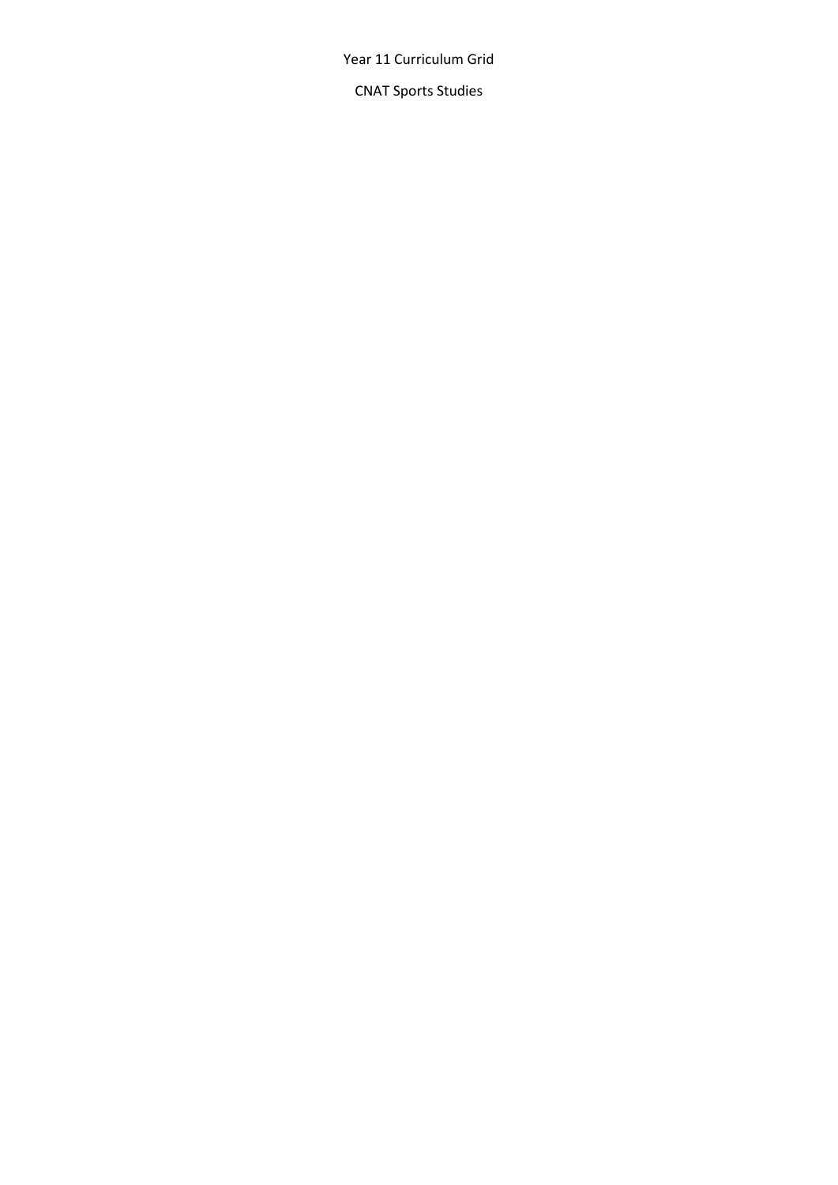Year 11 Curriculum Grid

CNAT Sports Studies